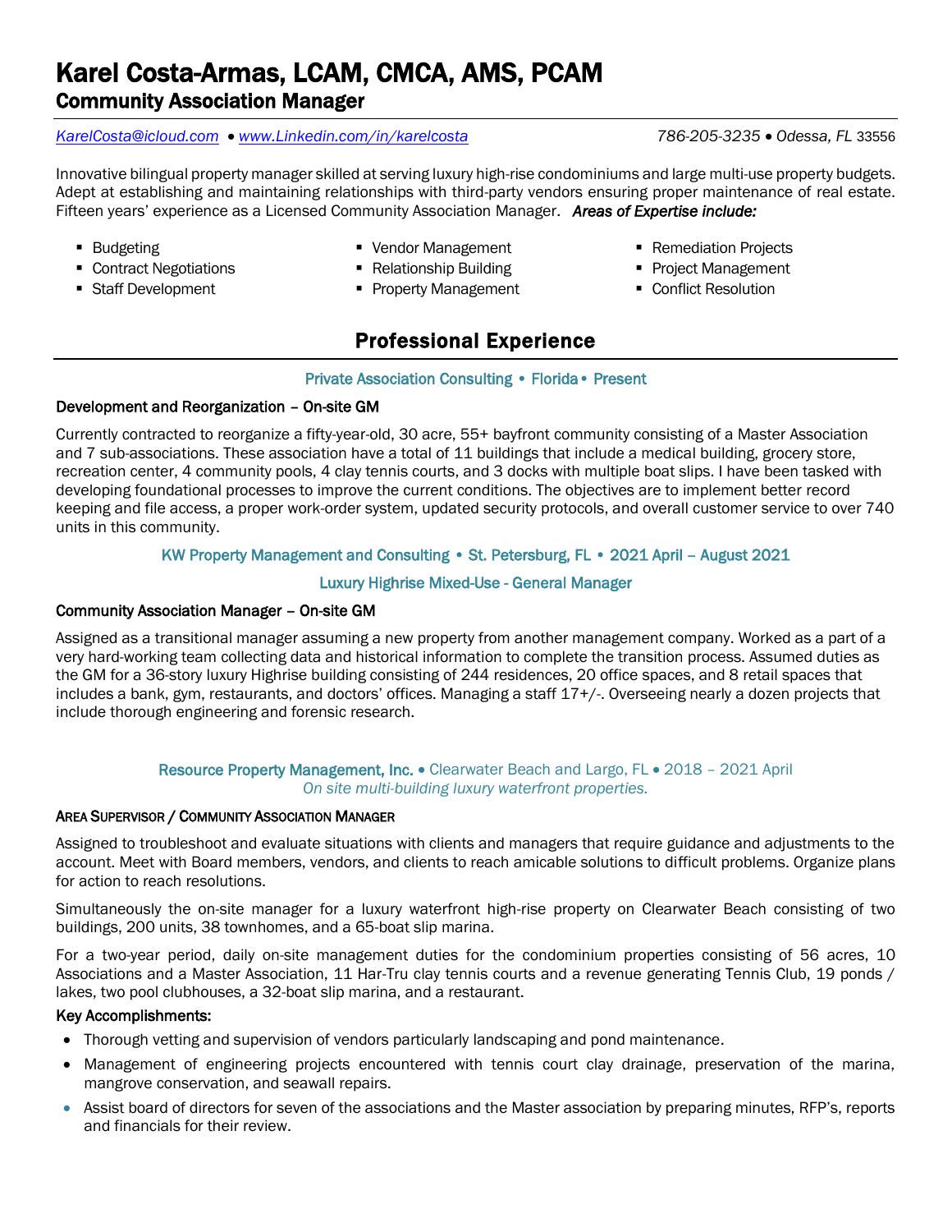# Karel Costa-Armas, LCAM, CMCA, AMS, PCAM

## Community Association Manager

*KarelCosta@icloud.com* • *www.Linkedin.com/in/karelcosta* *786-205-3235* • *Odessa, FL* 33556

Innovative bilingual property manager skilled at serving luxury high-rise condominiums and large multi-use property budgets. Adept at establishing and maintaining relationships with third-party vendors ensuring proper maintenance of real estate. Fifteen years' experience as a Licensed Community Association Manager. ***Areas of Expertise include:***

- Budgeting
- Contract Negotiations
- Staff Development
- Vendor Management
- Relationship Building
- Property Management
- Remediation Projects
- Project Management
- Conflict Resolution

## Professional Experience

Private Association Consulting • Florida • Present

**Development and Reorganization – On-site GM**

Currently contracted to reorganize a fifty-year-old, 30 acre, 55+ bayfront community consisting of a Master Association and 7 sub-associations. These association have a total of 11 buildings that include a medical building, grocery store, recreation center, 4 community pools, 4 clay tennis courts, and 3 docks with multiple boat slips. I have been tasked with developing foundational processes to improve the current conditions. The objectives are to implement better record keeping and file access, a proper work-order system, updated security protocols, and overall customer service to over 740 units in this community.

KW Property Management and Consulting • St. Petersburg, FL • 2021 April – August 2021

Luxury Highrise Mixed-Use - General Manager

**Community Association Manager – On-site GM**

Assigned as a transitional manager assuming a new property from another management company. Worked as a part of a very hard-working team collecting data and historical information to complete the transition process. Assumed duties as the GM for a 36-story luxury Highrise building consisting of 244 residences, 20 office spaces, and 8 retail spaces that includes a bank, gym, restaurants, and doctors' offices. Managing a staff 17+/-. Overseeing nearly a dozen projects that include thorough engineering and forensic research.

Resource Property Management, Inc. • Clearwater Beach and Largo, FL • 2018 – 2021 April

*On site multi-building luxury waterfront properties.*

**AREA SUPERVISOR / COMMUNITY ASSOCIATION MANAGER**

Assigned to troubleshoot and evaluate situations with clients and managers that require guidance and adjustments to the account. Meet with Board members, vendors, and clients to reach amicable solutions to difficult problems. Organize plans for action to reach resolutions.

Simultaneously the on-site manager for a luxury waterfront high-rise property on Clearwater Beach consisting of two buildings, 200 units, 38 townhomes, and a 65-boat slip marina.

For a two-year period, daily on-site management duties for the condominium properties consisting of 56 acres, 10 Associations and a Master Association, 11 Har-Tru clay tennis courts and a revenue generating Tennis Club, 19 ponds / lakes, two pool clubhouses, a 32-boat slip marina, and a restaurant.

**Key Accomplishments:**

- Thorough vetting and supervision of vendors particularly landscaping and pond maintenance.
- Management of engineering projects encountered with tennis court clay drainage, preservation of the marina, mangrove conservation, and seawall repairs.
- Assist board of directors for seven of the associations and the Master association by preparing minutes, RFP's, reports and financials for their review.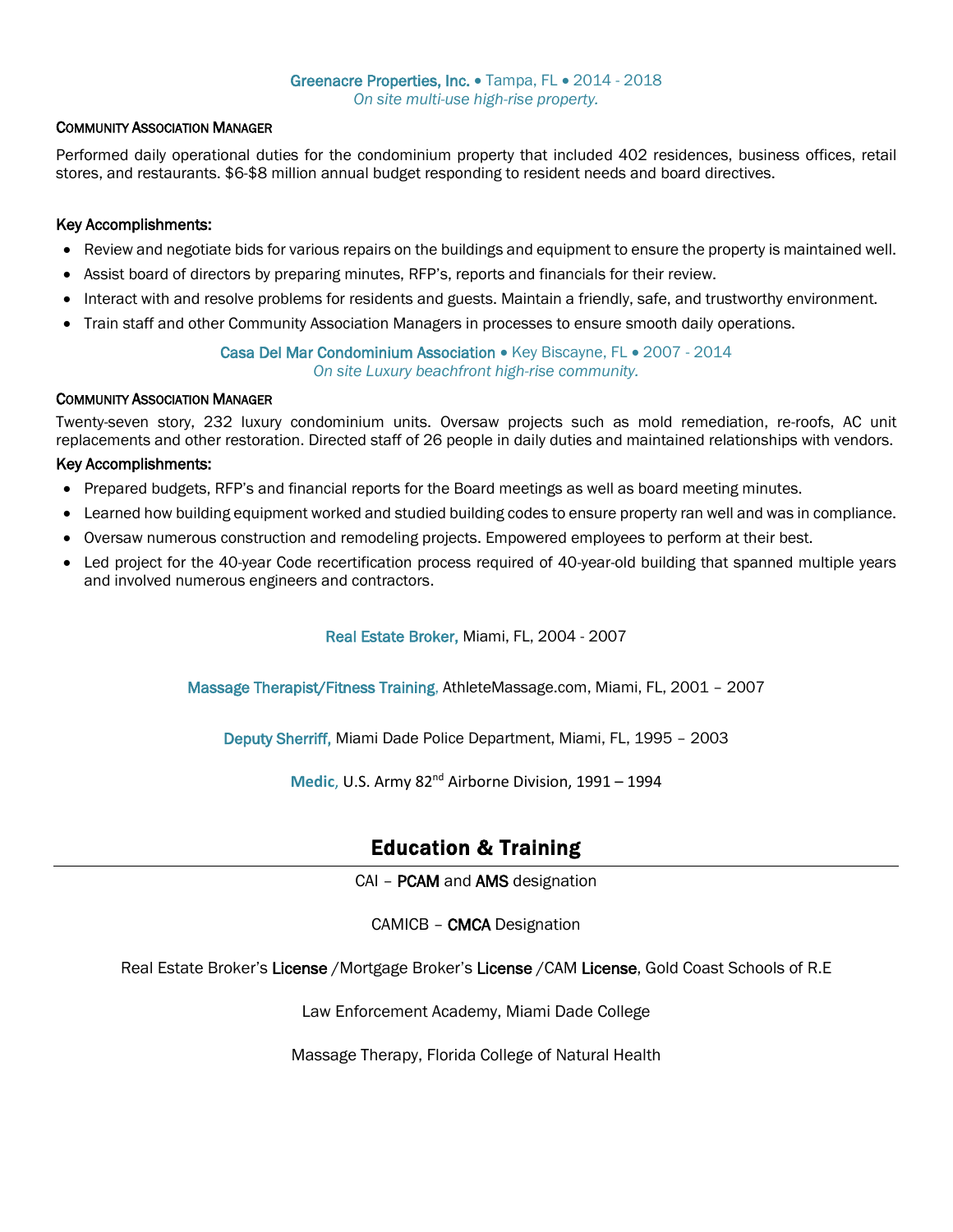**Greenacre Properties, Inc.** • Tampa, FL • 2014 - 2018
*On site multi-use high-rise property.*

**COMMUNITY ASSOCIATION MANAGER**

Performed daily operational duties for the condominium property that included 402 residences, business offices, retail stores, and restaurants. $6-$8 million annual budget responding to resident needs and board directives.

**Key Accomplishments:**

- Review and negotiate bids for various repairs on the buildings and equipment to ensure the property is maintained well.
- Assist board of directors by preparing minutes, RFP's, reports and financials for their review.
- Interact with and resolve problems for residents and guests. Maintain a friendly, safe, and trustworthy environment.
- Train staff and other Community Association Managers in processes to ensure smooth daily operations.

**Casa Del Mar Condominium Association** • Key Biscayne, FL • 2007 - 2014
*On site Luxury beachfront high-rise community.*

**COMMUNITY ASSOCIATION MANAGER**

Twenty-seven story, 232 luxury condominium units. Oversaw projects such as mold remediation, re-roofs, AC unit replacements and other restoration. Directed staff of 26 people in daily duties and maintained relationships with vendors.

**Key Accomplishments:**

- Prepared budgets, RFP's and financial reports for the Board meetings as well as board meeting minutes.
- Learned how building equipment worked and studied building codes to ensure property ran well and was in compliance.
- Oversaw numerous construction and remodeling projects. Empowered employees to perform at their best.
- Led project for the 40-year Code recertification process required of 40-year-old building that spanned multiple years and involved numerous engineers and contractors.

**Real Estate Broker,** Miami, FL, 2004 - 2007

**Massage Therapist/Fitness Training,** AthleteMassage.com, Miami, FL, 2001 – 2007

**Deputy Sherriff,** Miami Dade Police Department, Miami, FL, 1995 – 2003

**Medic,** U.S. Army 82nd Airborne Division, 1991 – 1994

## Education & Training

CAI – **PCAM** and **AMS** designation

CAMICB – **CMCA** Designation

Real Estate Broker's **License** /Mortgage Broker's **License** /CAM **License**, Gold Coast Schools of R.E

Law Enforcement Academy, Miami Dade College

Massage Therapy, Florida College of Natural Health